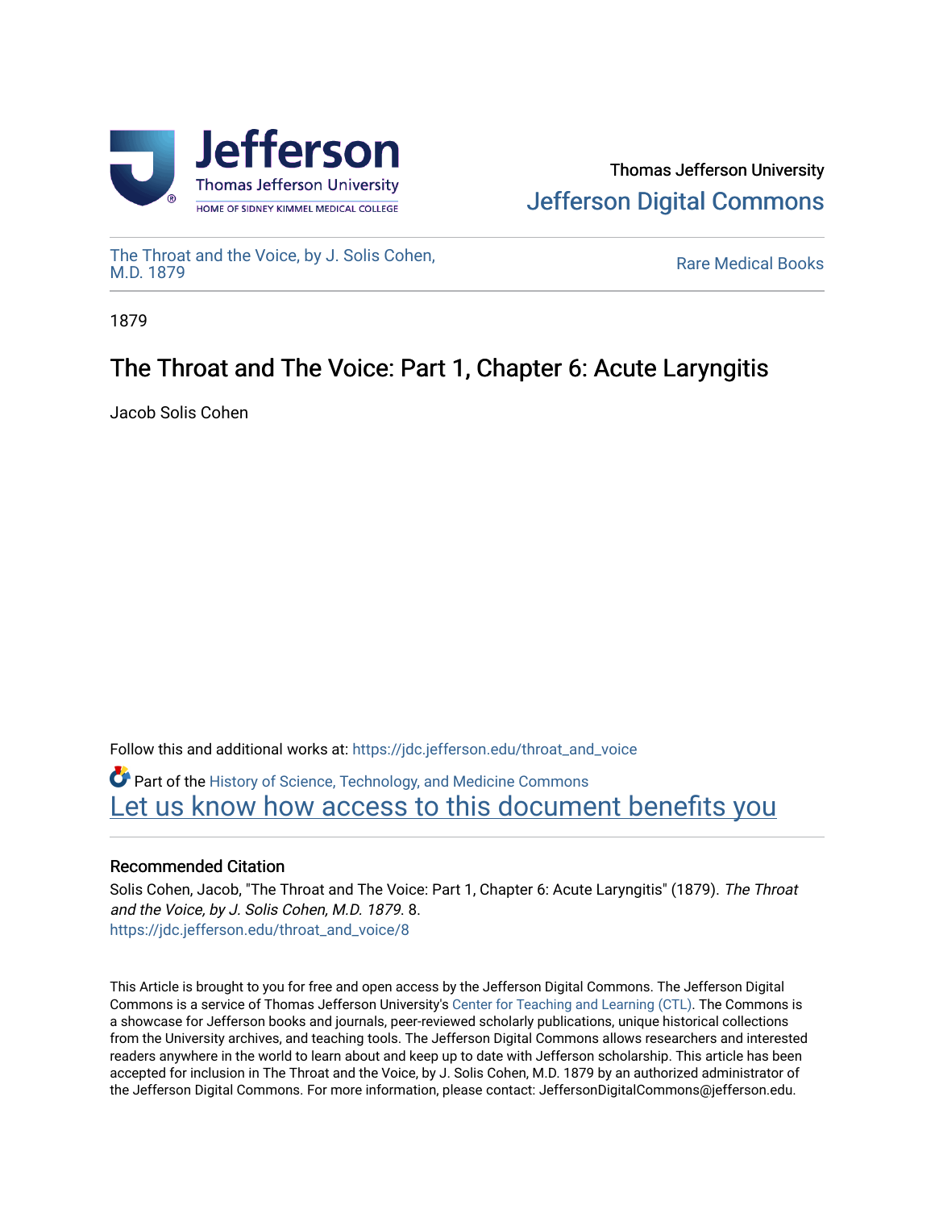Thomas Jefferson University
Jefferson Digital Commons

The Throat and the Voice, by J. Solis Cohen, M.D. 1879

Rare Medical Books

1879

# The Throat and The Voice: Part 1, Chapter 6: Acute Laryngitis

Jacob Solis Cohen

Follow this and additional works at: https://jdc.jefferson.edu/throat_and_voice

Part of the History of Science, Technology, and Medicine Commons

Let us know how access to this document benefits you

## Recommended Citation

Solis Cohen, Jacob, "The Throat and The Voice: Part 1, Chapter 6: Acute Laryngitis" (1879). *The Throat and the Voice, by J. Solis Cohen, M.D. 1879*. 8.
https://jdc.jefferson.edu/throat_and_voice/8

This Article is brought to you for free and open access by the Jefferson Digital Commons. The Jefferson Digital Commons is a service of Thomas Jefferson University's Center for Teaching and Learning (CTL). The Commons is a showcase for Jefferson books and journals, peer-reviewed scholarly publications, unique historical collections from the University archives, and teaching tools. The Jefferson Digital Commons allows researchers and interested readers anywhere in the world to learn about and keep up to date with Jefferson scholarship. This article has been accepted for inclusion in The Throat and the Voice, by J. Solis Cohen, M.D. 1879 by an authorized administrator of the Jefferson Digital Commons. For more information, please contact: JeffersonDigitalCommons@jefferson.edu.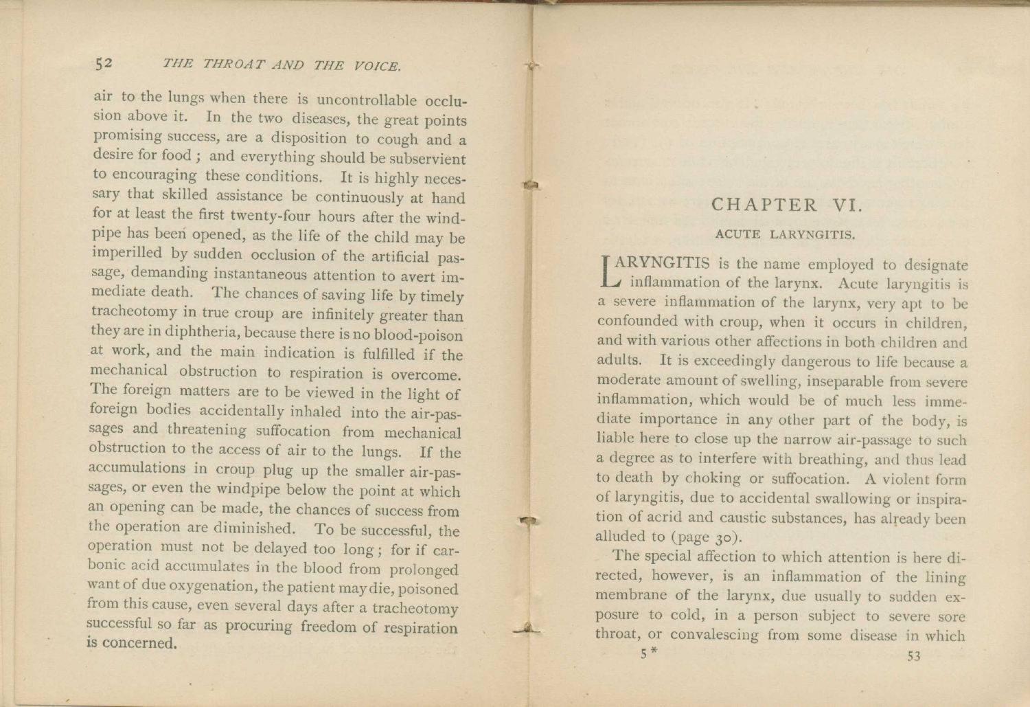air to the lungs when there is uncontrollable occlusion above it. In the two diseases, the great points promising success, are a disposition to cough and a desire for food; and everything should be subservient to encouraging these conditions. It is highly necessary that skilled assistance be continuously at hand for at least the first twenty-four hours after the windpipe has been opened, as the life of the child may be imperilled by sudden occlusion of the artificial passage, demanding instantaneous attention to avert immediate death. The chances of saving life by timely tracheotomy in true croup are infinitely greater than they are in diphtheria, because there is no blood-poison at work, and the main indication is fulfilled if the mechanical obstruction to respiration is overcome. The foreign matters are to be viewed in the light of foreign bodies accidentally inhaled into the air-passages and threatening suffocation from mechanical obstruction to the access of air to the lungs. If the accumulations in croup plug up the smaller air-passages, or even the windpipe below the point at which an opening can be made, the chances of success from the operation are diminished. To be successful, the operation must not be delayed too long; for if carbonic acid accumulates in the blood from prolonged want of due oxygenation, the patient may die, poisoned from this cause, even several days after a tracheotomy successful so far as procuring freedom of respiration is concerned.

## CHAPTER VI.

### ACUTE LARYNGITIS.

LARYNGITIS is the name employed to designate inflammation of the larynx. Acute laryngitis is a severe inflammation of the larynx, very apt to be confounded with croup, when it occurs in children, and with various other affections in both children and adults. It is exceedingly dangerous to life because a moderate amount of swelling, inseparable from severe inflammation, which would be of much less immediate importance in any other part of the body, is liable here to close up the narrow air-passage to such a degree as to interfere with breathing, and thus lead to death by choking or suffocation. A violent form of laryngitis, due to accidental swallowing or inspiration of acrid and caustic substances, has already been alluded to (page 30).

The special affection to which attention is here directed, however, is an inflammation of the lining membrane of the larynx, due usually to sudden exposure to cold, in a person subject to severe sore throat, or convalescing from some disease in which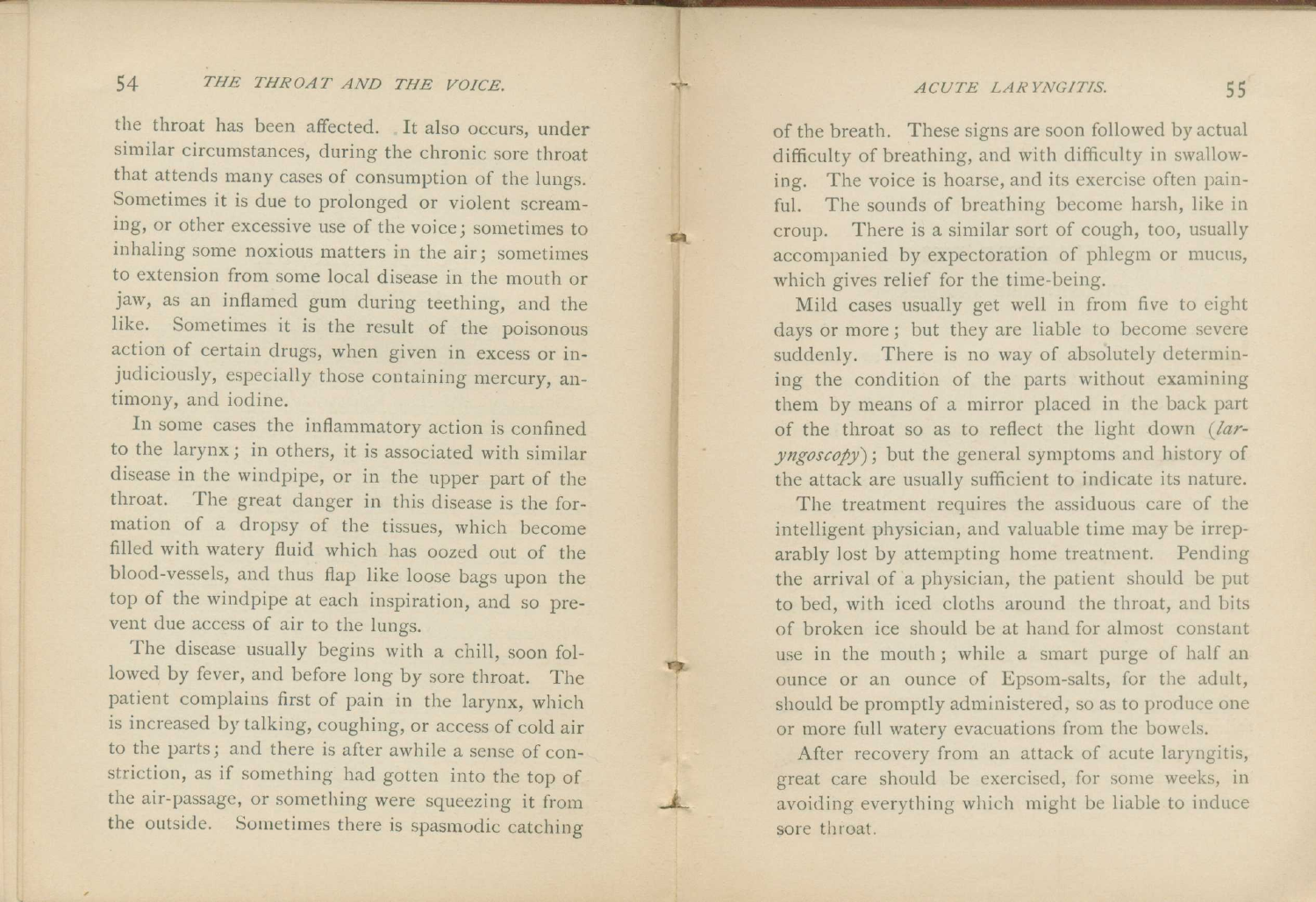the throat has been affected. It also occurs, under similar circumstances, during the chronic sore throat that attends many cases of consumption of the lungs. Sometimes it is due to prolonged or violent screaming, or other excessive use of the voice; sometimes to inhaling some noxious matters in the air; sometimes to extension from some local disease in the mouth or jaw, as an inflamed gum during teething, and the like. Sometimes it is the result of the poisonous action of certain drugs, when given in excess or injudiciously, especially those containing mercury, antimony, and iodine.

In some cases the inflammatory action is confined to the larynx; in others, it is associated with similar disease in the windpipe, or in the upper part of the throat. The great danger in this disease is the formation of a dropsy of the tissues, which become filled with watery fluid which has oozed out of the blood-vessels, and thus flap like loose bags upon the top of the windpipe at each inspiration, and so prevent due access of air to the lungs.

The disease usually begins with a chill, soon followed by fever, and before long by sore throat. The patient complains first of pain in the larynx, which is increased by talking, coughing, or access of cold air to the parts; and there is after awhile a sense of constriction, as if something had gotten into the top of the air-passage, or something were squeezing it from the outside. Sometimes there is spasmodic catching of the breath. These signs are soon followed by actual difficulty of breathing, and with difficulty in swallowing. The voice is hoarse, and its exercise often painful. The sounds of breathing become harsh, like in croup. There is a similar sort of cough, too, usually accompanied by expectoration of phlegm or mucus, which gives relief for the time-being.

Mild cases usually get well in from five to eight days or more; but they are liable to become severe suddenly. There is no way of absolutely determining the condition of the parts without examining them by means of a mirror placed in the back part of the throat so as to reflect the light down (*laryngoscopy*); but the general symptoms and history of the attack are usually sufficient to indicate its nature.

The treatment requires the assiduous care of the intelligent physician, and valuable time may be irreparably lost by attempting home treatment. Pending the arrival of a physician, the patient should be put to bed, with iced cloths around the throat, and bits of broken ice should be at hand for almost constant use in the mouth; while a smart purge of half an ounce or an ounce of Epsom-salts, for the adult, should be promptly administered, so as to produce one or more full watery evacuations from the bowels.

After recovery from an attack of acute laryngitis, great care should be exercised, for some weeks, in avoiding everything which might be liable to induce sore throat.